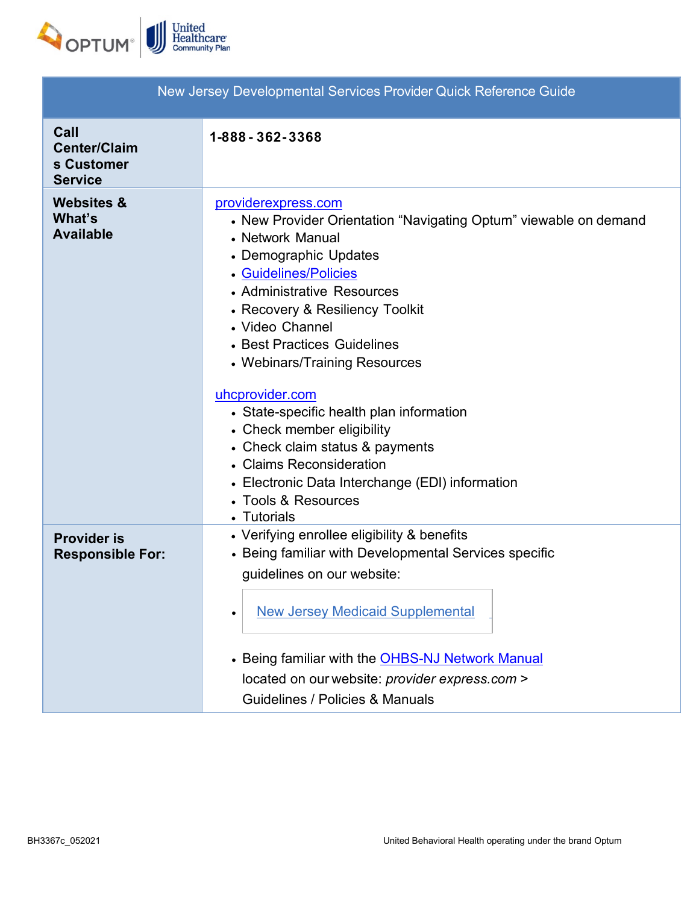| New Jersey Developmental Services Provider Quick Reference Guide | |
|---|---|
| **Call Center/Claims Customer Service** | **1-888-362-3368** |
| **Websites & What's Available** | providerexpress.com<br>• New Provider Orientation "Navigating Optum" viewable on demand<br>• Network Manual<br>• Demographic Updates<br>• Guidelines/Policies<br>• Administrative Resources<br>• Recovery & Resiliency Toolkit<br>• Video Channel<br>• Best Practices Guidelines<br>• Webinars/Training Resources<br><br>uhcprovider.com<br>• State-specific health plan information<br>• Check member eligibility<br>• Check claim status & payments<br>• Claims Reconsideration<br>• Electronic Data Interchange (EDI) information<br>• Tools & Resources<br>• Tutorials |
| **Provider is Responsible For:** | • Verifying enrollee eligibility & benefits<br>• Being familiar with Developmental Services specific guidelines on our website:<br>• New Jersey Medicaid Supplemental<br>• Being familiar with the OHBS-NJ Network Manual located on our website: *provider express.com* > Guidelines / Policies & Manuals |

BH3367c_052021

United Behavioral Health operating under the brand Optum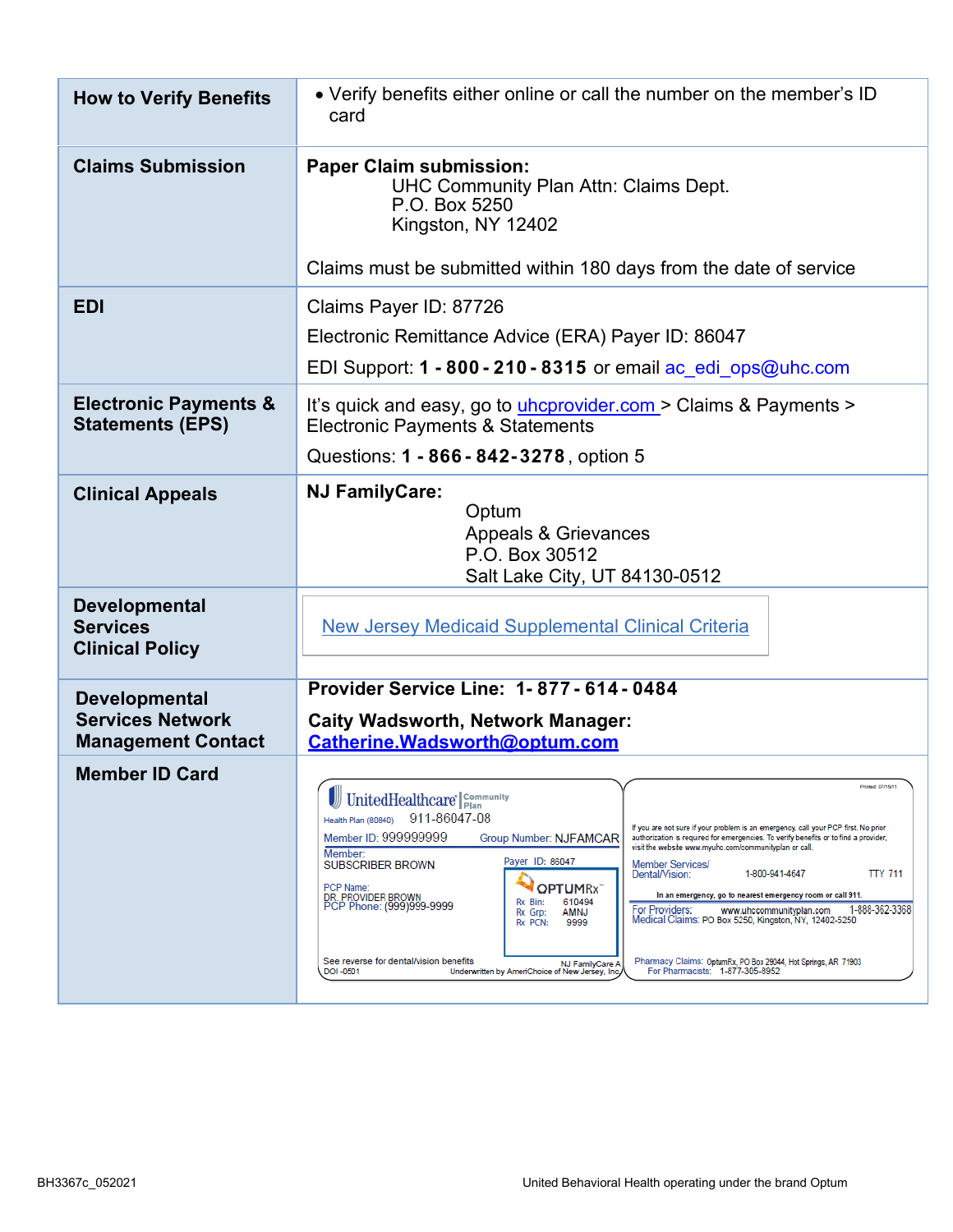| | |
|---|---|
| **How to Verify Benefits** | • Verify benefits either online or call the number on the member's ID card |
| **Claims Submission** | **Paper Claim submission:**<br>UHC Community Plan Attn: Claims Dept.<br>P.O. Box 5250<br>Kingston, NY 12402<br><br>Claims must be submitted within 180 days from the date of service |
| **EDI** | Claims Payer ID: 87726<br>Electronic Remittance Advice (ERA) Payer ID: 86047<br>EDI Support: **1 - 800 - 210 - 8315** or email ac_edi_ops@uhc.com |
| **Electronic Payments & Statements (EPS)** | It's quick and easy, go to uhcprovider.com > Claims & Payments > Electronic Payments & Statements<br>Questions: **1 - 866 - 842-3278**, option 5 |
| **Clinical Appeals** | **NJ FamilyCare:**<br>Optum<br>Appeals & Grievances<br>P.O. Box 30512<br>Salt Lake City, UT 84130-0512 |
| **Developmental Services Clinical Policy** | New Jersey Medicaid Supplemental Clinical Criteria |
| **Developmental Services Network Management Contact** | **Provider Service Line: 1- 877 - 614 - 0484**<br>**Caity Wadsworth, Network Manager:**<br>**Catherine.Wadsworth@optum.com** |
| **Member ID Card** | UnitedHealthcare Community Plan<br>Health Plan (80840) 911-86047-08<br>Member ID: 999999999 Group Number: NJFAMCAR<br>Member: SUBSCRIBER BROWN<br>Payer ID: 86047<br>PCP Name: DR. PROVIDER BROWN<br>PCP Phone: (999)999-9999<br>OPTUMRx<br>Rx Bin: 610494<br>Rx Grp: AMNJ<br>Rx PCN: 9999<br>See reverse for dental/vision benefits<br>NJ FamilyCare A<br>DOI -0501<br>Underwritten by AmeriChoice of New Jersey, Inc.<br><br>Printed: 07/15/11<br>If you are not sure if your problem is an emergency, call your PCP first. No prior authorization is required for emergencies. To verify benefits or to find a provider, visit the website www.myuhc.com/communityplan or call.<br>Member Services/ Dental/Vision: 1-800-941-4647 TTY 711<br>In an emergency, go to nearest emergency room or call 911.<br>For Providers: www.uhccommunityplan.com 1-888-362-3368<br>Medical Claims: PO Box 5250, Kingston, NY, 12402-5250<br>Pharmacy Claims: OptumRx, PO Box 29044, Hot Springs, AR 71903<br>For Pharmacists: 1-877-305-8952 |

BH3367c_052021

United Behavioral Health operating under the brand Optum